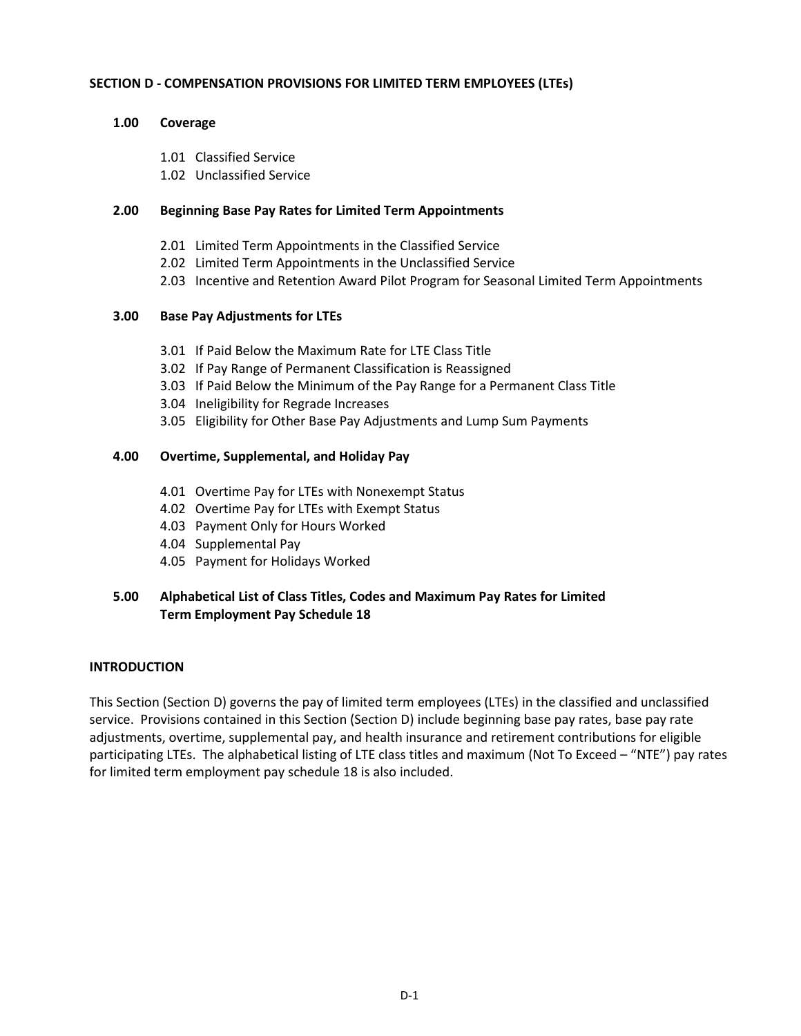## SECTION D - COMPENSATION PROVISIONS FOR LIMITED TERM EMPLOYEES (LTEs)

**1.00 Coverage**

- 1.01 Classified Service
- 1.02 Unclassified Service

**2.00 Beginning Base Pay Rates for Limited Term Appointments**

- 2.01 Limited Term Appointments in the Classified Service
- 2.02 Limited Term Appointments in the Unclassified Service
- 2.03 Incentive and Retention Award Pilot Program for Seasonal Limited Term Appointments

**3.00 Base Pay Adjustments for LTEs**

- 3.01 If Paid Below the Maximum Rate for LTE Class Title
- 3.02 If Pay Range of Permanent Classification is Reassigned
- 3.03 If Paid Below the Minimum of the Pay Range for a Permanent Class Title
- 3.04 Ineligibility for Regrade Increases
- 3.05 Eligibility for Other Base Pay Adjustments and Lump Sum Payments

**4.00 Overtime, Supplemental, and Holiday Pay**

- 4.01 Overtime Pay for LTEs with Nonexempt Status
- 4.02 Overtime Pay for LTEs with Exempt Status
- 4.03 Payment Only for Hours Worked
- 4.04 Supplemental Pay
- 4.05 Payment for Holidays Worked

**5.00 Alphabetical List of Class Titles, Codes and Maximum Pay Rates for Limited Term Employment Pay Schedule 18**

### INTRODUCTION

This Section (Section D) governs the pay of limited term employees (LTEs) in the classified and unclassified service. Provisions contained in this Section (Section D) include beginning base pay rates, base pay rate adjustments, overtime, supplemental pay, and health insurance and retirement contributions for eligible participating LTEs. The alphabetical listing of LTE class titles and maximum (Not To Exceed – "NTE") pay rates for limited term employment pay schedule 18 is also included.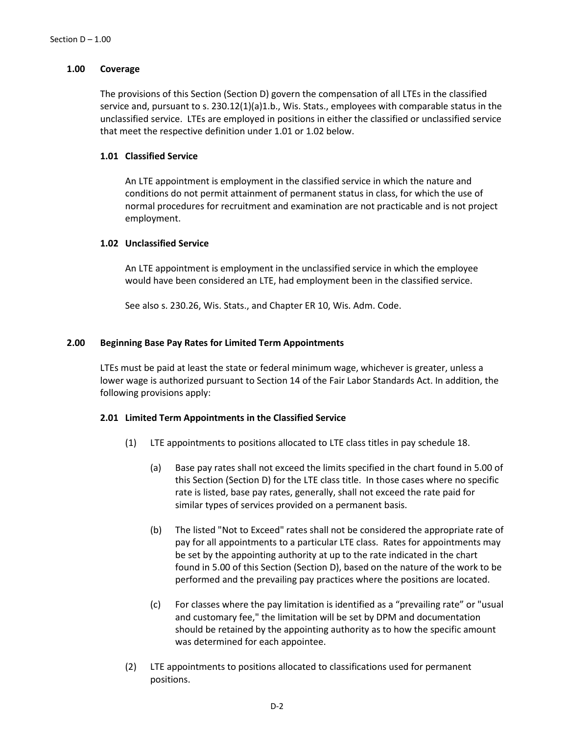## 1.00 Coverage

The provisions of this Section (Section D) govern the compensation of all LTEs in the classified service and, pursuant to s. 230.12(1)(a)1.b., Wis. Stats., employees with comparable status in the unclassified service. LTEs are employed in positions in either the classified or unclassified service that meet the respective definition under 1.01 or 1.02 below.

### 1.01 Classified Service

An LTE appointment is employment in the classified service in which the nature and conditions do not permit attainment of permanent status in class, for which the use of normal procedures for recruitment and examination are not practicable and is not project employment.

### 1.02 Unclassified Service

An LTE appointment is employment in the unclassified service in which the employee would have been considered an LTE, had employment been in the classified service.

See also s. 230.26, Wis. Stats., and Chapter ER 10, Wis. Adm. Code.

## 2.00 Beginning Base Pay Rates for Limited Term Appointments

LTEs must be paid at least the state or federal minimum wage, whichever is greater, unless a lower wage is authorized pursuant to Section 14 of the Fair Labor Standards Act. In addition, the following provisions apply:

### 2.01 Limited Term Appointments in the Classified Service

(1) LTE appointments to positions allocated to LTE class titles in pay schedule 18.

(a) Base pay rates shall not exceed the limits specified in the chart found in 5.00 of this Section (Section D) for the LTE class title. In those cases where no specific rate is listed, base pay rates, generally, shall not exceed the rate paid for similar types of services provided on a permanent basis.

(b) The listed "Not to Exceed" rates shall not be considered the appropriate rate of pay for all appointments to a particular LTE class. Rates for appointments may be set by the appointing authority at up to the rate indicated in the chart found in 5.00 of this Section (Section D), based on the nature of the work to be performed and the prevailing pay practices where the positions are located.

(c) For classes where the pay limitation is identified as a "prevailing rate" or "usual and customary fee," the limitation will be set by DPM and documentation should be retained by the appointing authority as to how the specific amount was determined for each appointee.

(2) LTE appointments to positions allocated to classifications used for permanent positions.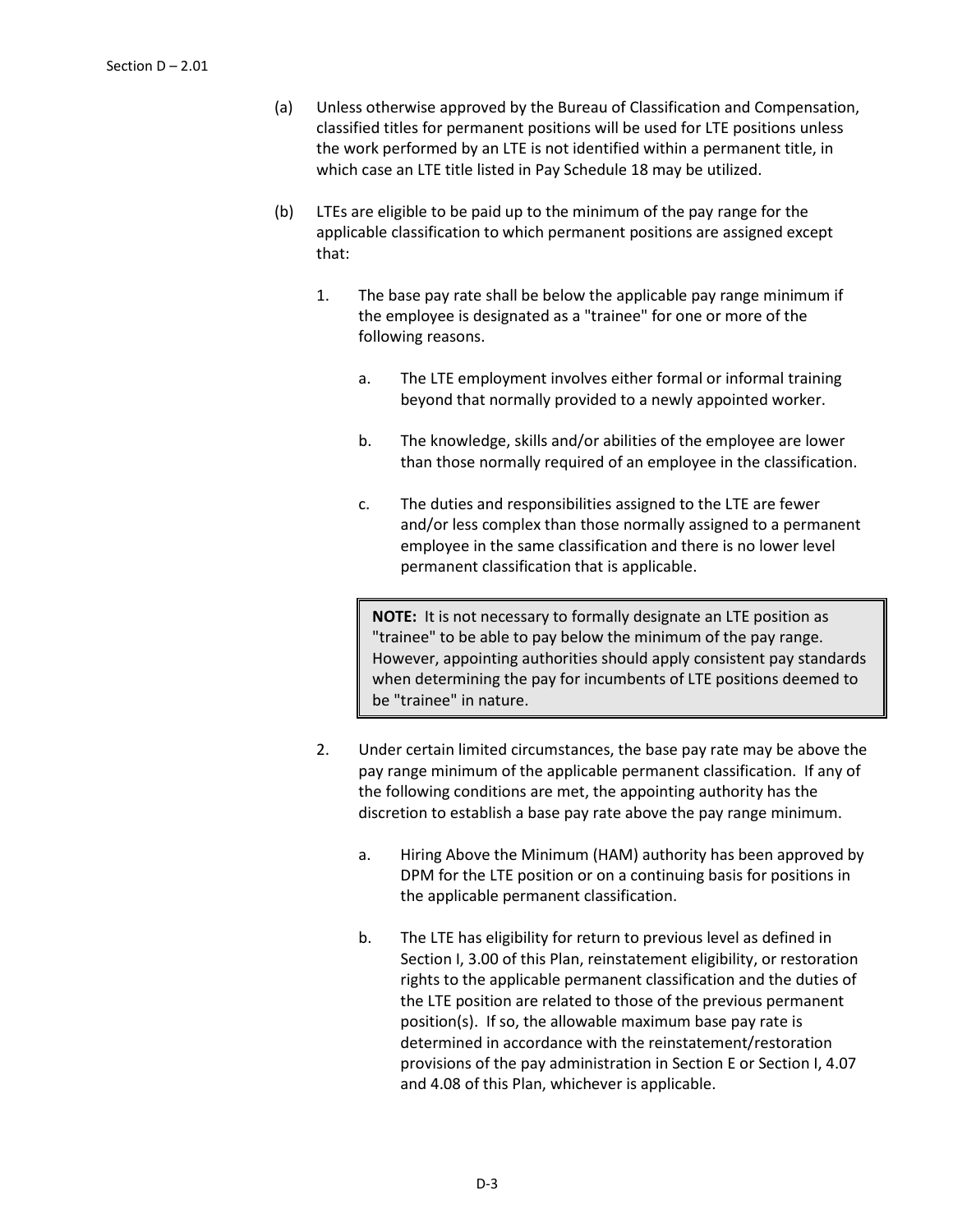(a) Unless otherwise approved by the Bureau of Classification and Compensation, classified titles for permanent positions will be used for LTE positions unless the work performed by an LTE is not identified within a permanent title, in which case an LTE title listed in Pay Schedule 18 may be utilized.

(b) LTEs are eligible to be paid up to the minimum of the pay range for the applicable classification to which permanent positions are assigned except that:

1. The base pay rate shall be below the applicable pay range minimum if the employee is designated as a "trainee" for one or more of the following reasons.

    a. The LTE employment involves either formal or informal training beyond that normally provided to a newly appointed worker.

    b. The knowledge, skills and/or abilities of the employee are lower than those normally required of an employee in the classification.

    c. The duties and responsibilities assigned to the LTE are fewer and/or less complex than those normally assigned to a permanent employee in the same classification and there is no lower level permanent classification that is applicable.

    > **NOTE:** It is not necessary to formally designate an LTE position as "trainee" to be able to pay below the minimum of the pay range. However, appointing authorities should apply consistent pay standards when determining the pay for incumbents of LTE positions deemed to be "trainee" in nature.

2. Under certain limited circumstances, the base pay rate may be above the pay range minimum of the applicable permanent classification. If any of the following conditions are met, the appointing authority has the discretion to establish a base pay rate above the pay range minimum.

    a. Hiring Above the Minimum (HAM) authority has been approved by DPM for the LTE position or on a continuing basis for positions in the applicable permanent classification.

    b. The LTE has eligibility for return to previous level as defined in Section I, 3.00 of this Plan, reinstatement eligibility, or restoration rights to the applicable permanent classification and the duties of the LTE position are related to those of the previous permanent position(s). If so, the allowable maximum base pay rate is determined in accordance with the reinstatement/restoration provisions of the pay administration in Section E or Section I, 4.07 and 4.08 of this Plan, whichever is applicable.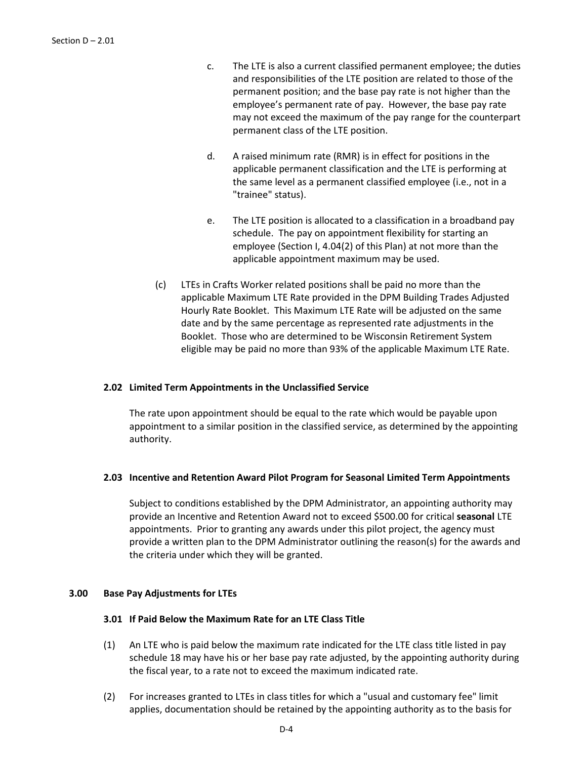c. The LTE is also a current classified permanent employee; the duties and responsibilities of the LTE position are related to those of the permanent position; and the base pay rate is not higher than the employee's permanent rate of pay. However, the base pay rate may not exceed the maximum of the pay range for the counterpart permanent class of the LTE position.

d. A raised minimum rate (RMR) is in effect for positions in the applicable permanent classification and the LTE is performing at the same level as a permanent classified employee (i.e., not in a "trainee" status).

e. The LTE position is allocated to a classification in a broadband pay schedule. The pay on appointment flexibility for starting an employee (Section I, 4.04(2) of this Plan) at not more than the applicable appointment maximum may be used.

(c) LTEs in Crafts Worker related positions shall be paid no more than the applicable Maximum LTE Rate provided in the DPM Building Trades Adjusted Hourly Rate Booklet. This Maximum LTE Rate will be adjusted on the same date and by the same percentage as represented rate adjustments in the Booklet. Those who are determined to be Wisconsin Retirement System eligible may be paid no more than 93% of the applicable Maximum LTE Rate.

### 2.02 Limited Term Appointments in the Unclassified Service

The rate upon appointment should be equal to the rate which would be payable upon appointment to a similar position in the classified service, as determined by the appointing authority.

### 2.03 Incentive and Retention Award Pilot Program for Seasonal Limited Term Appointments

Subject to conditions established by the DPM Administrator, an appointing authority may provide an Incentive and Retention Award not to exceed $500.00 for critical **seasonal** LTE appointments. Prior to granting any awards under this pilot project, the agency must provide a written plan to the DPM Administrator outlining the reason(s) for the awards and the criteria under which they will be granted.

## 3.00 Base Pay Adjustments for LTEs

### 3.01 If Paid Below the Maximum Rate for an LTE Class Title

(1) An LTE who is paid below the maximum rate indicated for the LTE class title listed in pay schedule 18 may have his or her base pay rate adjusted, by the appointing authority during the fiscal year, to a rate not to exceed the maximum indicated rate.

(2) For increases granted to LTEs in class titles for which a "usual and customary fee" limit applies, documentation should be retained by the appointing authority as to the basis for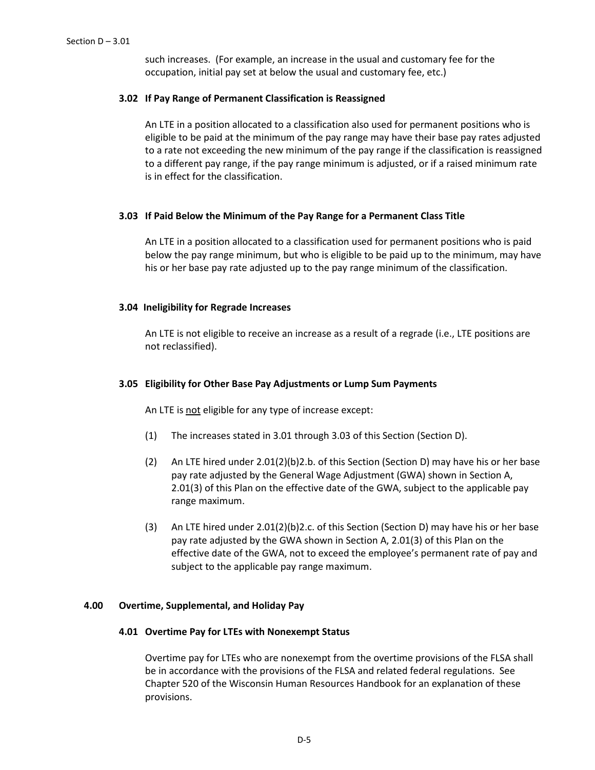such increases. (For example, an increase in the usual and customary fee for the occupation, initial pay set at below the usual and customary fee, etc.)

### 3.02 If Pay Range of Permanent Classification is Reassigned

An LTE in a position allocated to a classification also used for permanent positions who is eligible to be paid at the minimum of the pay range may have their base pay rates adjusted to a rate not exceeding the new minimum of the pay range if the classification is reassigned to a different pay range, if the pay range minimum is adjusted, or if a raised minimum rate is in effect for the classification.

### 3.03 If Paid Below the Minimum of the Pay Range for a Permanent Class Title

An LTE in a position allocated to a classification used for permanent positions who is paid below the pay range minimum, but who is eligible to be paid up to the minimum, may have his or her base pay rate adjusted up to the pay range minimum of the classification.

### 3.04 Ineligibility for Regrade Increases

An LTE is not eligible to receive an increase as a result of a regrade (i.e., LTE positions are not reclassified).

### 3.05 Eligibility for Other Base Pay Adjustments or Lump Sum Payments

An LTE is <u>not</u> eligible for any type of increase except:

(1) The increases stated in 3.01 through 3.03 of this Section (Section D).

(2) An LTE hired under 2.01(2)(b)2.b. of this Section (Section D) may have his or her base pay rate adjusted by the General Wage Adjustment (GWA) shown in Section A, 2.01(3) of this Plan on the effective date of the GWA, subject to the applicable pay range maximum.

(3) An LTE hired under 2.01(2)(b)2.c. of this Section (Section D) may have his or her base pay rate adjusted by the GWA shown in Section A, 2.01(3) of this Plan on the effective date of the GWA, not to exceed the employee's permanent rate of pay and subject to the applicable pay range maximum.

## 4.00 Overtime, Supplemental, and Holiday Pay

### 4.01 Overtime Pay for LTEs with Nonexempt Status

Overtime pay for LTEs who are nonexempt from the overtime provisions of the FLSA shall be in accordance with the provisions of the FLSA and related federal regulations. See Chapter 520 of the Wisconsin Human Resources Handbook for an explanation of these provisions.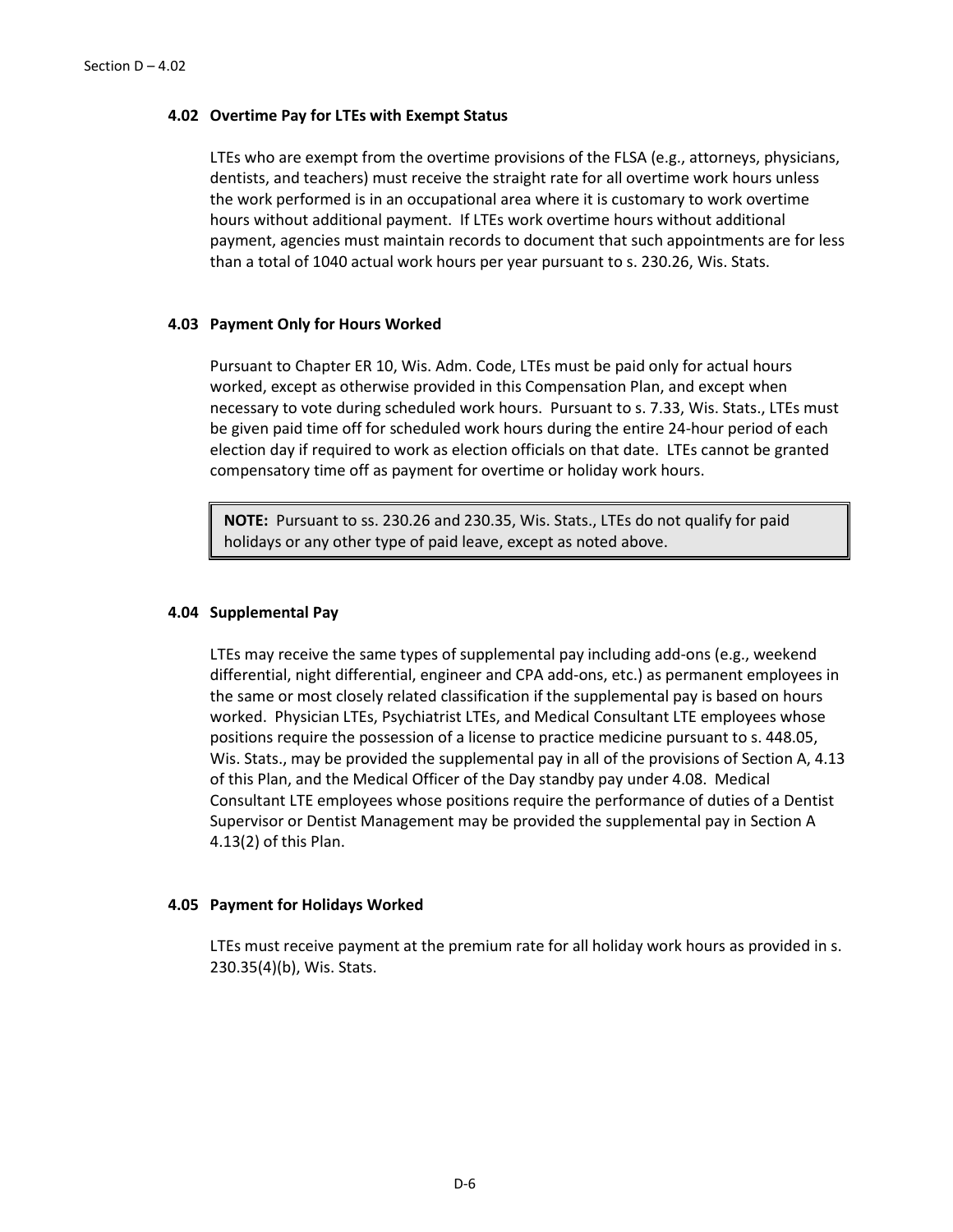### 4.02 Overtime Pay for LTEs with Exempt Status

LTEs who are exempt from the overtime provisions of the FLSA (e.g., attorneys, physicians, dentists, and teachers) must receive the straight rate for all overtime work hours unless the work performed is in an occupational area where it is customary to work overtime hours without additional payment. If LTEs work overtime hours without additional payment, agencies must maintain records to document that such appointments are for less than a total of 1040 actual work hours per year pursuant to s. 230.26, Wis. Stats.

### 4.03 Payment Only for Hours Worked

Pursuant to Chapter ER 10, Wis. Adm. Code, LTEs must be paid only for actual hours worked, except as otherwise provided in this Compensation Plan, and except when necessary to vote during scheduled work hours. Pursuant to s. 7.33, Wis. Stats., LTEs must be given paid time off for scheduled work hours during the entire 24-hour period of each election day if required to work as election officials on that date. LTEs cannot be granted compensatory time off as payment for overtime or holiday work hours.

> **NOTE:** Pursuant to ss. 230.26 and 230.35, Wis. Stats., LTEs do not qualify for paid holidays or any other type of paid leave, except as noted above.

### 4.04 Supplemental Pay

LTEs may receive the same types of supplemental pay including add-ons (e.g., weekend differential, night differential, engineer and CPA add-ons, etc.) as permanent employees in the same or most closely related classification if the supplemental pay is based on hours worked. Physician LTEs, Psychiatrist LTEs, and Medical Consultant LTE employees whose positions require the possession of a license to practice medicine pursuant to s. 448.05, Wis. Stats., may be provided the supplemental pay in all of the provisions of Section A, 4.13 of this Plan, and the Medical Officer of the Day standby pay under 4.08. Medical Consultant LTE employees whose positions require the performance of duties of a Dentist Supervisor or Dentist Management may be provided the supplemental pay in Section A 4.13(2) of this Plan.

### 4.05 Payment for Holidays Worked

LTEs must receive payment at the premium rate for all holiday work hours as provided in s. 230.35(4)(b), Wis. Stats.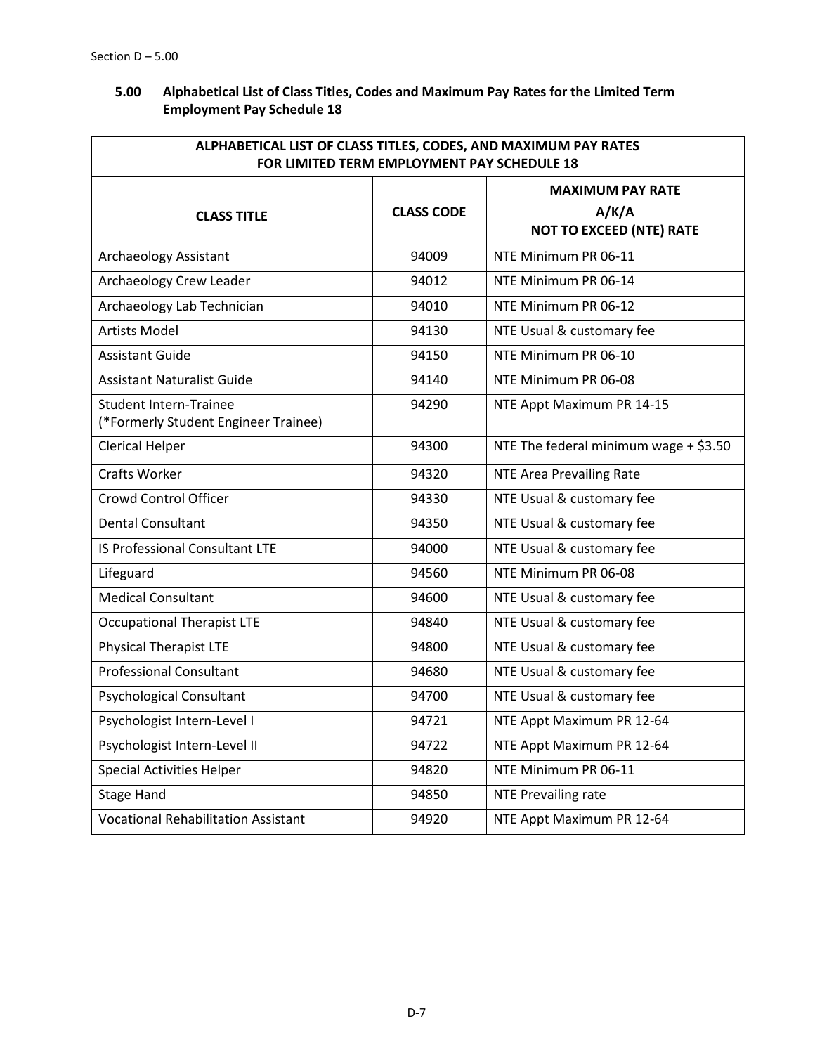Section D – 5.00

## 5.00 Alphabetical List of Class Titles, Codes and Maximum Pay Rates for the Limited Term Employment Pay Schedule 18

| ALPHABETICAL LIST OF CLASS TITLES, CODES, AND MAXIMUM PAY RATES FOR LIMITED TERM EMPLOYMENT PAY SCHEDULE 18 | | |
|---|---|---|
| **CLASS TITLE** | **CLASS CODE** | **MAXIMUM PAY RATE A/K/A NOT TO EXCEED (NTE) RATE** |
| Archaeology Assistant | 94009 | NTE Minimum PR 06-11 |
| Archaeology Crew Leader | 94012 | NTE Minimum PR 06-14 |
| Archaeology Lab Technician | 94010 | NTE Minimum PR 06-12 |
| Artists Model | 94130 | NTE Usual & customary fee |
| Assistant Guide | 94150 | NTE Minimum PR 06-10 |
| Assistant Naturalist Guide | 94140 | NTE Minimum PR 06-08 |
| Student Intern-Trainee (*Formerly Student Engineer Trainee) | 94290 | NTE Appt Maximum PR 14-15 |
| Clerical Helper | 94300 | NTE The federal minimum wage + $3.50 |
| Crafts Worker | 94320 | NTE Area Prevailing Rate |
| Crowd Control Officer | 94330 | NTE Usual & customary fee |
| Dental Consultant | 94350 | NTE Usual & customary fee |
| IS Professional Consultant LTE | 94000 | NTE Usual & customary fee |
| Lifeguard | 94560 | NTE Minimum PR 06-08 |
| Medical Consultant | 94600 | NTE Usual & customary fee |
| Occupational Therapist LTE | 94840 | NTE Usual & customary fee |
| Physical Therapist LTE | 94800 | NTE Usual & customary fee |
| Professional Consultant | 94680 | NTE Usual & customary fee |
| Psychological Consultant | 94700 | NTE Usual & customary fee |
| Psychologist Intern-Level I | 94721 | NTE Appt Maximum PR 12-64 |
| Psychologist Intern-Level II | 94722 | NTE Appt Maximum PR 12-64 |
| Special Activities Helper | 94820 | NTE Minimum PR 06-11 |
| Stage Hand | 94850 | NTE Prevailing rate |
| Vocational Rehabilitation Assistant | 94920 | NTE Appt Maximum PR 12-64 |